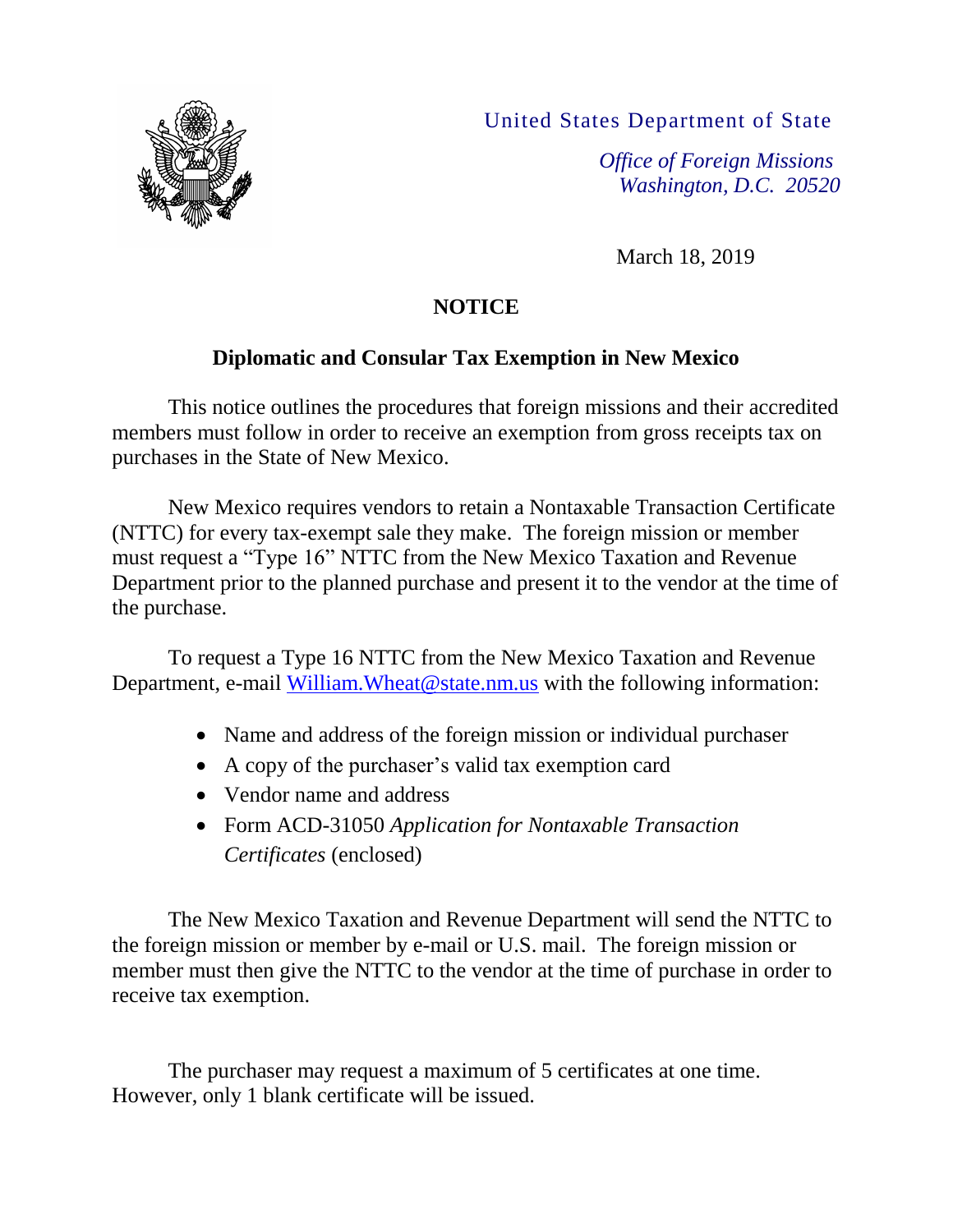United States Department of State

*Office of Foreign Missions*
*Washington, D.C. 20520*

March 18, 2019

**NOTICE**

**Diplomatic and Consular Tax Exemption in New Mexico**

This notice outlines the procedures that foreign missions and their accredited members must follow in order to receive an exemption from gross receipts tax on purchases in the State of New Mexico.

New Mexico requires vendors to retain a Nontaxable Transaction Certificate (NTTC) for every tax-exempt sale they make. The foreign mission or member must request a "Type 16" NTTC from the New Mexico Taxation and Revenue Department prior to the planned purchase and present it to the vendor at the time of the purchase.

To request a Type 16 NTTC from the New Mexico Taxation and Revenue Department, e-mail William.Wheat@state.nm.us with the following information:

- Name and address of the foreign mission or individual purchaser
- A copy of the purchaser's valid tax exemption card
- Vendor name and address
- Form ACD-31050 *Application for Nontaxable Transaction Certificates* (enclosed)

The New Mexico Taxation and Revenue Department will send the NTTC to the foreign mission or member by e-mail or U.S. mail. The foreign mission or member must then give the NTTC to the vendor at the time of purchase in order to receive tax exemption.

The purchaser may request a maximum of 5 certificates at one time. However, only 1 blank certificate will be issued.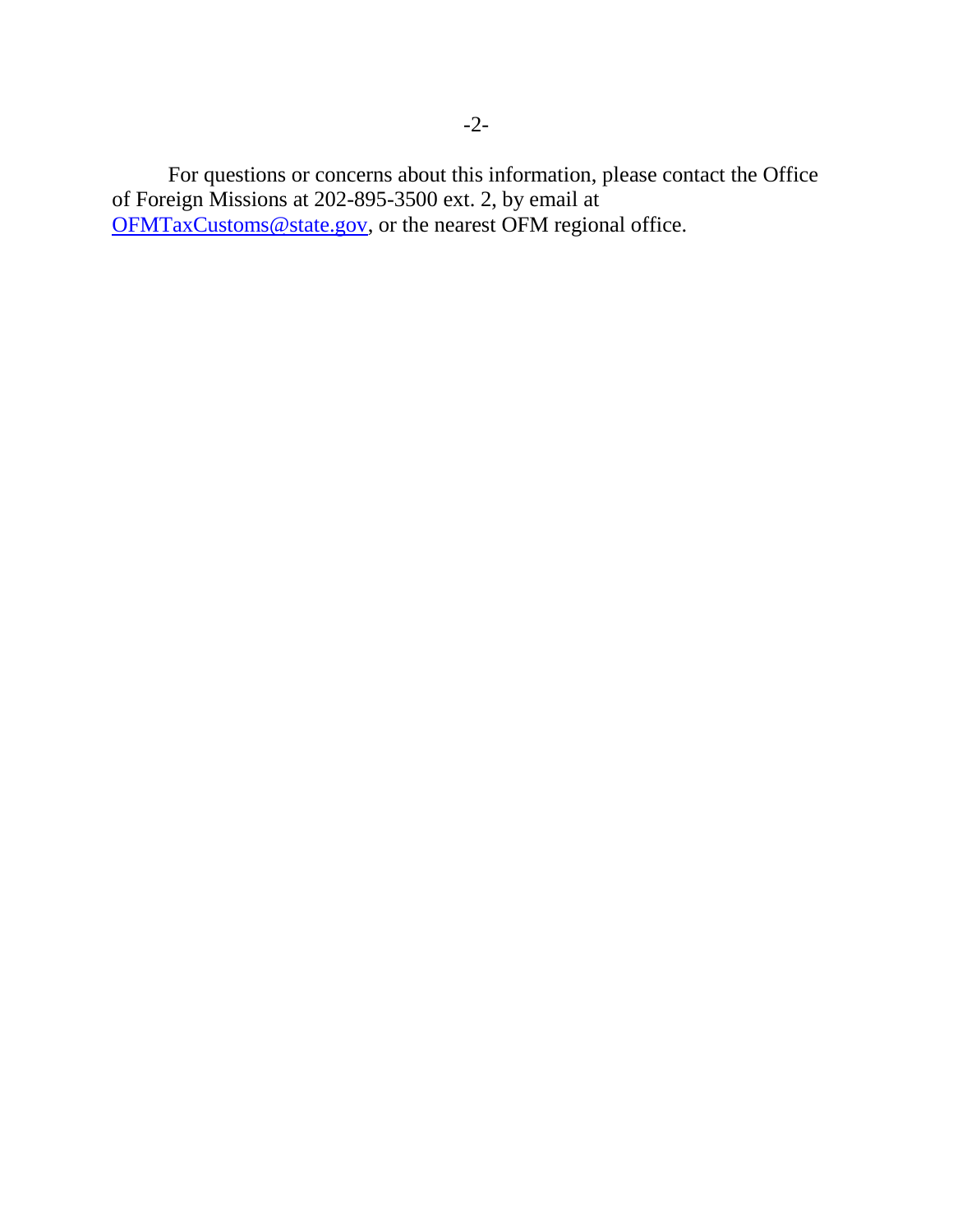For questions or concerns about this information, please contact the Office of Foreign Missions at 202-895-3500 ext. 2, by email at OFMTaxCustoms@state.gov, or the nearest OFM regional office.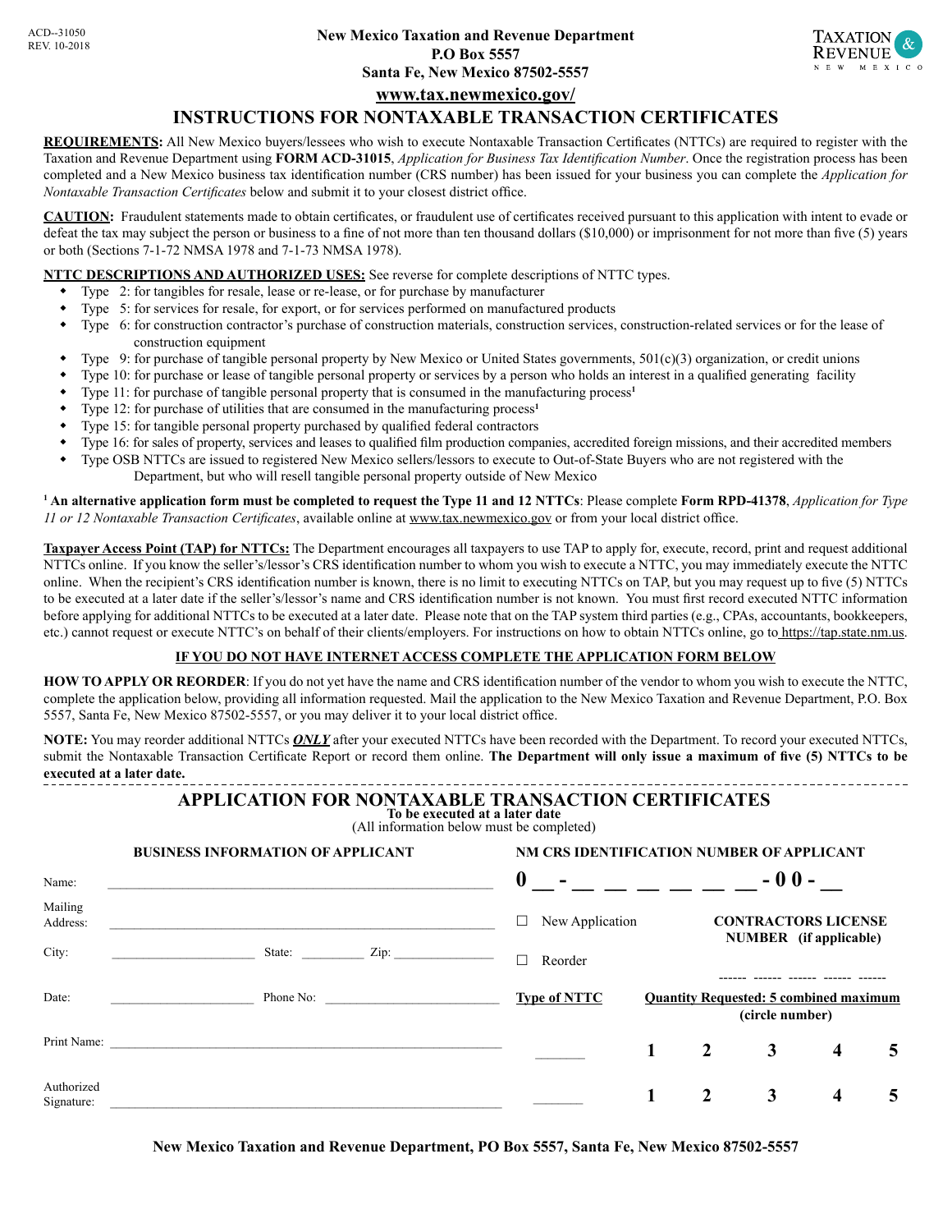ACD--31050
REV. 10-2018

**New Mexico Taxation and Revenue Department**
**P.O Box 5557**
**Santa Fe, New Mexico 87502-5557**
**www.tax.newmexico.gov/**

# INSTRUCTIONS FOR NONTAXABLE TRANSACTION CERTIFICATES

**REQUIREMENTS:** All New Mexico buyers/lessees who wish to execute Nontaxable Transaction Certificates (NTTCs) are required to register with the Taxation and Revenue Department using **FORM ACD-31015**, *Application for Business Tax Identification Number*. Once the registration process has been completed and a New Mexico business tax identification number (CRS number) has been issued for your business you can complete the *Application for Nontaxable Transaction Certificates* below and submit it to your closest district office.

**CAUTION:** Fraudulent statements made to obtain certificates, or fraudulent use of certificates received pursuant to this application with intent to evade or defeat the tax may subject the person or business to a fine of not more than ten thousand dollars ($10,000) or imprisonment for not more than five (5) years or both (Sections 7-1-72 NMSA 1978 and 7-1-73 NMSA 1978).

**NTTC DESCRIPTIONS AND AUTHORIZED USES:** See reverse for complete descriptions of NTTC types.

- Type 2: for tangibles for resale, lease or re-lease, or for purchase by manufacturer
- Type 5: for services for resale, for export, or for services performed on manufactured products
- Type 6: for construction contractor's purchase of construction materials, construction services, construction-related services or for the lease of construction equipment
- Type 9: for purchase of tangible personal property by New Mexico or United States governments, 501(c)(3) organization, or credit unions
- Type 10: for purchase or lease of tangible personal property or services by a person who holds an interest in a qualified generating facility
- Type 11: for purchase of tangible personal property that is consumed in the manufacturing process[1]
- Type 12: for purchase of utilities that are consumed in the manufacturing process[1]
- Type 15: for tangible personal property purchased by qualified federal contractors
- Type 16: for sales of property, services and leases to qualified film production companies, accredited foreign missions, and their accredited members
- Type OSB NTTCs are issued to registered New Mexico sellers/lessors to execute to Out-of-State Buyers who are not registered with the Department, but who will resell tangible personal property outside of New Mexico

[1] **An alternative application form must be completed to request the Type 11 and 12 NTTCs**: Please complete **Form RPD-41378**, *Application for Type 11 or 12 Nontaxable Transaction Certificates*, available online at www.tax.newmexico.gov or from your local district office.

**Taxpayer Access Point (TAP) for NTTCs:** The Department encourages all taxpayers to use TAP to apply for, execute, record, print and request additional NTTCs online. If you know the seller's/lessor's CRS identification number to whom you wish to execute a NTTC, you may immediately execute the NTTC online. When the recipient's CRS identification number is known, there is no limit to executing NTTCs on TAP, but you may request up to five (5) NTTCs to be executed at a later date if the seller's/lessor's name and CRS identification number is not known. You must first record executed NTTC information before applying for additional NTTCs to be executed at a later date. Please note that on the TAP system third parties (e.g., CPAs, accountants, bookkeepers, etc.) cannot request or execute NTTC's on behalf of their clients/employers. For instructions on how to obtain NTTCs online, go to https://tap.state.nm.us.

**IF YOU DO NOT HAVE INTERNET ACCESS COMPLETE THE APPLICATION FORM BELOW**

**HOW TO APPLY OR REORDER**: If you do not yet have the name and CRS identification number of the vendor to whom you wish to execute the NTTC, complete the application below, providing all information requested. Mail the application to the New Mexico Taxation and Revenue Department, P.O. Box 5557, Santa Fe, New Mexico 87502-5557, or you may deliver it to your local district office.

**NOTE:** You may reorder additional NTTCs ***ONLY*** after your executed NTTCs have been recorded with the Department. To record your executed NTTCs, submit the Nontaxable Transaction Certificate Report or record them online. **The Department will only issue a maximum of five (5) NTTCs to be executed at a later date.**

## APPLICATION FOR NONTAXABLE TRANSACTION CERTIFICATES

**To be executed at a later date**
(All information below must be completed)

**BUSINESS INFORMATION OF APPLICANT**

Name: ______________________________

Mailing Address: ______________________________

City: ____________ State: ________ Zip: ____________

Date: ____________ Phone No: ____________

Print Name: ______________________________

Authorized Signature: ______________________________

**NM CRS IDENTIFICATION NUMBER OF APPLICANT**

**0 __ - __ __ __ __ __ __ - 0 0 - __**

☐ New Application

☐ Reorder

**CONTRACTORS LICENSE NUMBER (if applicable)**

------ ------ ------ ------ ------

| Type of NTTC | Quantity Requested: 5 combined maximum (circle number) | | | | |
|---|---|---|---|---|---|
| ______ | 1 | 2 | 3 | 4 | 5 |
| ______ | 1 | 2 | 3 | 4 | 5 |

**New Mexico Taxation and Revenue Department, PO Box 5557, Santa Fe, New Mexico 87502-5557**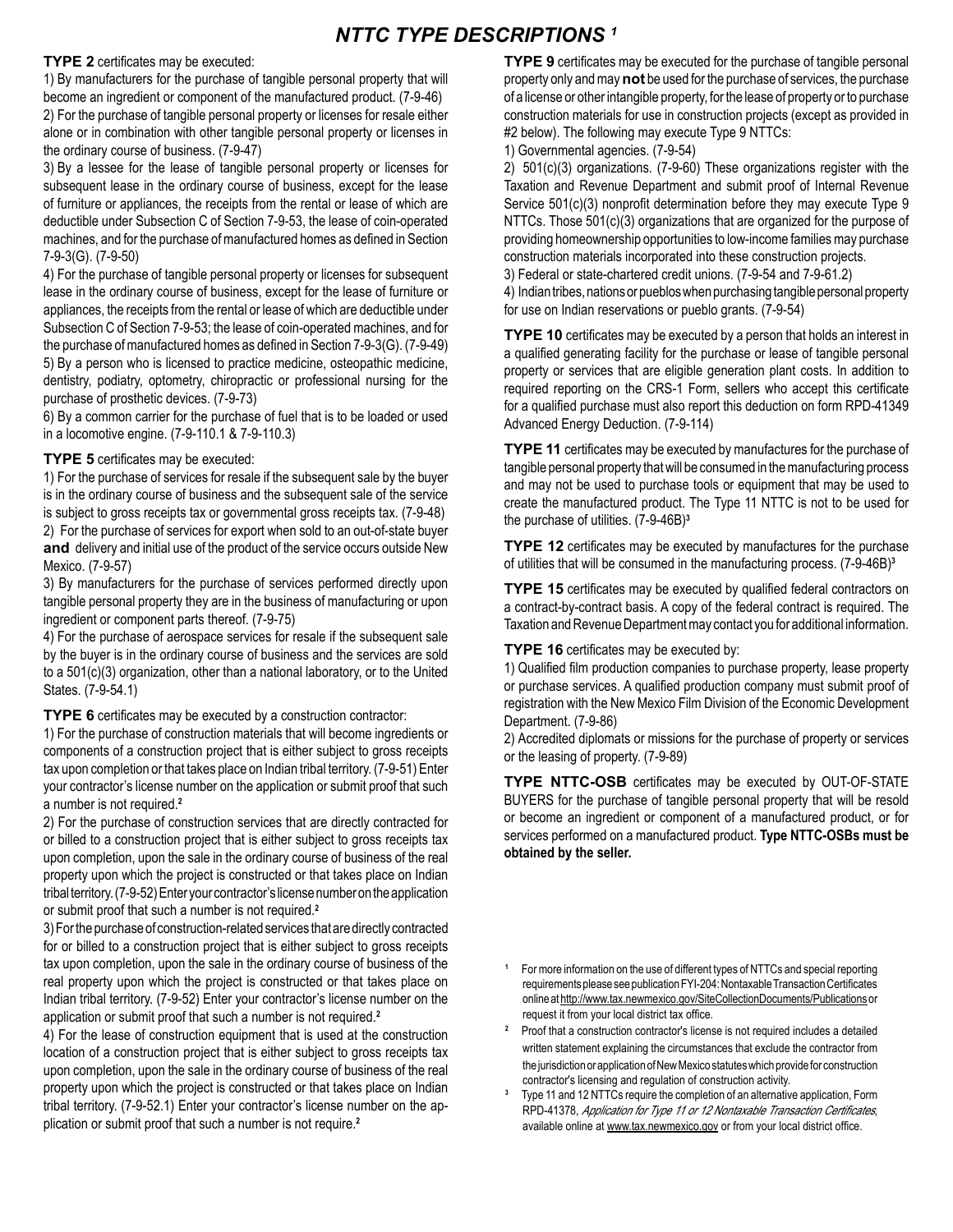# *NTTC TYPE DESCRIPTIONS* [1]

**TYPE 2** certificates may be executed:

1) By manufacturers for the purchase of tangible personal property that will become an ingredient or component of the manufactured product. (7-9-46)

2) For the purchase of tangible personal property or licenses for resale either alone or in combination with other tangible personal property or licenses in the ordinary course of business. (7-9-47)

3) By a lessee for the lease of tangible personal property or licenses for subsequent lease in the ordinary course of business, except for the lease of furniture or appliances, the receipts from the rental or lease of which are deductible under Subsection C of Section 7-9-53, the lease of coin-operated machines, and for the purchase of manufactured homes as defined in Section 7-9-3(G). (7-9-50)

4) For the purchase of tangible personal property or licenses for subsequent lease in the ordinary course of business, except for the lease of furniture or appliances, the receipts from the rental or lease of which are deductible under Subsection C of Section 7-9-53; the lease of coin-operated machines, and for the purchase of manufactured homes as defined in Section 7-9-3(G). (7-9-49)

5) By a person who is licensed to practice medicine, osteopathic medicine, dentistry, podiatry, optometry, chiropractic or professional nursing for the purchase of prosthetic devices. (7-9-73)

6) By a common carrier for the purchase of fuel that is to be loaded or used in a locomotive engine. (7-9-110.1 & 7-9-110.3)

**TYPE 5** certificates may be executed:

1) For the purchase of services for resale if the subsequent sale by the buyer is in the ordinary course of business and the subsequent sale of the service is subject to gross receipts tax or governmental gross receipts tax. (7-9-48)

2) For the purchase of services for export when sold to an out-of-state buyer **and** delivery and initial use of the product of the service occurs outside New Mexico. (7-9-57)

3) By manufacturers for the purchase of services performed directly upon tangible personal property they are in the business of manufacturing or upon ingredient or component parts thereof. (7-9-75)

4) For the purchase of aerospace services for resale if the subsequent sale by the buyer is in the ordinary course of business and the services are sold to a 501(c)(3) organization, other than a national laboratory, or to the United States. (7-9-54.1)

**TYPE 6** certificates may be executed by a construction contractor:

1) For the purchase of construction materials that will become ingredients or components of a construction project that is either subject to gross receipts tax upon completion or that takes place on Indian tribal territory. (7-9-51) Enter your contractor's license number on the application or submit proof that such a number is not required.[2]

2) For the purchase of construction services that are directly contracted for or billed to a construction project that is either subject to gross receipts tax upon completion, upon the sale in the ordinary course of business of the real property upon which the project is constructed or that takes place on Indian tribal territory. (7-9-52) Enter your contractor's license number on the application or submit proof that such a number is not required.[2]

3) For the purchase of construction-related services that are directly contracted for or billed to a construction project that is either subject to gross receipts tax upon completion, upon the sale in the ordinary course of business of the real property upon which the project is constructed or that takes place on Indian tribal territory. (7-9-52) Enter your contractor's license number on the application or submit proof that such a number is not required.[2]

4) For the lease of construction equipment that is used at the construction location of a construction project that is either subject to gross receipts tax upon completion, upon the sale in the ordinary course of business of the real property upon which the project is constructed or that takes place on Indian tribal territory. (7-9-52.1) Enter your contractor's license number on the application or submit proof that such a number is not require.[2]

**TYPE 9** certificates may be executed for the purchase of tangible personal property only and may **not** be used for the purchase of services, the purchase of a license or other intangible property, for the lease of property or to purchase construction materials for use in construction projects (except as provided in #2 below). The following may execute Type 9 NTTCs:

1) Governmental agencies. (7-9-54)

2) 501(c)(3) organizations. (7-9-60) These organizations register with the Taxation and Revenue Department and submit proof of Internal Revenue Service 501(c)(3) nonprofit determination before they may execute Type 9 NTTCs. Those 501(c)(3) organizations that are organized for the purpose of providing homeownership opportunities to low-income families may purchase construction materials incorporated into these construction projects.

3) Federal or state-chartered credit unions. (7-9-54 and 7-9-61.2)

4) Indian tribes, nations or pueblos when purchasing tangible personal property for use on Indian reservations or pueblo grants. (7-9-54)

**TYPE 10** certificates may be executed by a person that holds an interest in a qualified generating facility for the purchase or lease of tangible personal property or services that are eligible generation plant costs. In addition to required reporting on the CRS-1 Form, sellers who accept this certificate for a qualified purchase must also report this deduction on form RPD-41349 Advanced Energy Deduction. (7-9-114)

**TYPE 11** certificates may be executed by manufactures for the purchase of tangible personal property that will be consumed in the manufacturing process and may not be used to purchase tools or equipment that may be used to create the manufactured product. The Type 11 NTTC is not to be used for the purchase of utilities. (7-9-46B)[3]

**TYPE 12** certificates may be executed by manufactures for the purchase of utilities that will be consumed in the manufacturing process. (7-9-46B)[3]

**TYPE 15** certificates may be executed by qualified federal contractors on a contract-by-contract basis. A copy of the federal contract is required. The Taxation and Revenue Department may contact you for additional information.

**TYPE 16** certificates may be executed by:

1) Qualified film production companies to purchase property, lease property or purchase services. A qualified production company must submit proof of registration with the New Mexico Film Division of the Economic Development Department. (7-9-86)

2) Accredited diplomats or missions for the purchase of property or services or the leasing of property. (7-9-89)

**TYPE NTTC-OSB** certificates may be executed by OUT-OF-STATE BUYERS for the purchase of tangible personal property that will be resold or become an ingredient or component of a manufactured product, or for services performed on a manufactured product. **Type NTTC-OSBs must be obtained by the seller.**

---

[1] For more information on the use of different types of NTTCs and special reporting requirements please see publication FYI-204: Nontaxable Transaction Certificates online at http://www.tax.newmexico.gov/SiteCollectionDocuments/Publications or request it from your local district tax office.

[2] Proof that a construction contractor's license is not required includes a detailed written statement explaining the circumstances that exclude the contractor from the jurisdiction or application of New Mexico statutes which provide for construction contractor's licensing and regulation of construction activity.

[3] Type 11 and 12 NTTCs require the completion of an alternative application, Form RPD-41378, *Application for Type 11 or 12 Nontaxable Transaction Certificates*, available online at www.tax.newmexico.gov or from your local district office.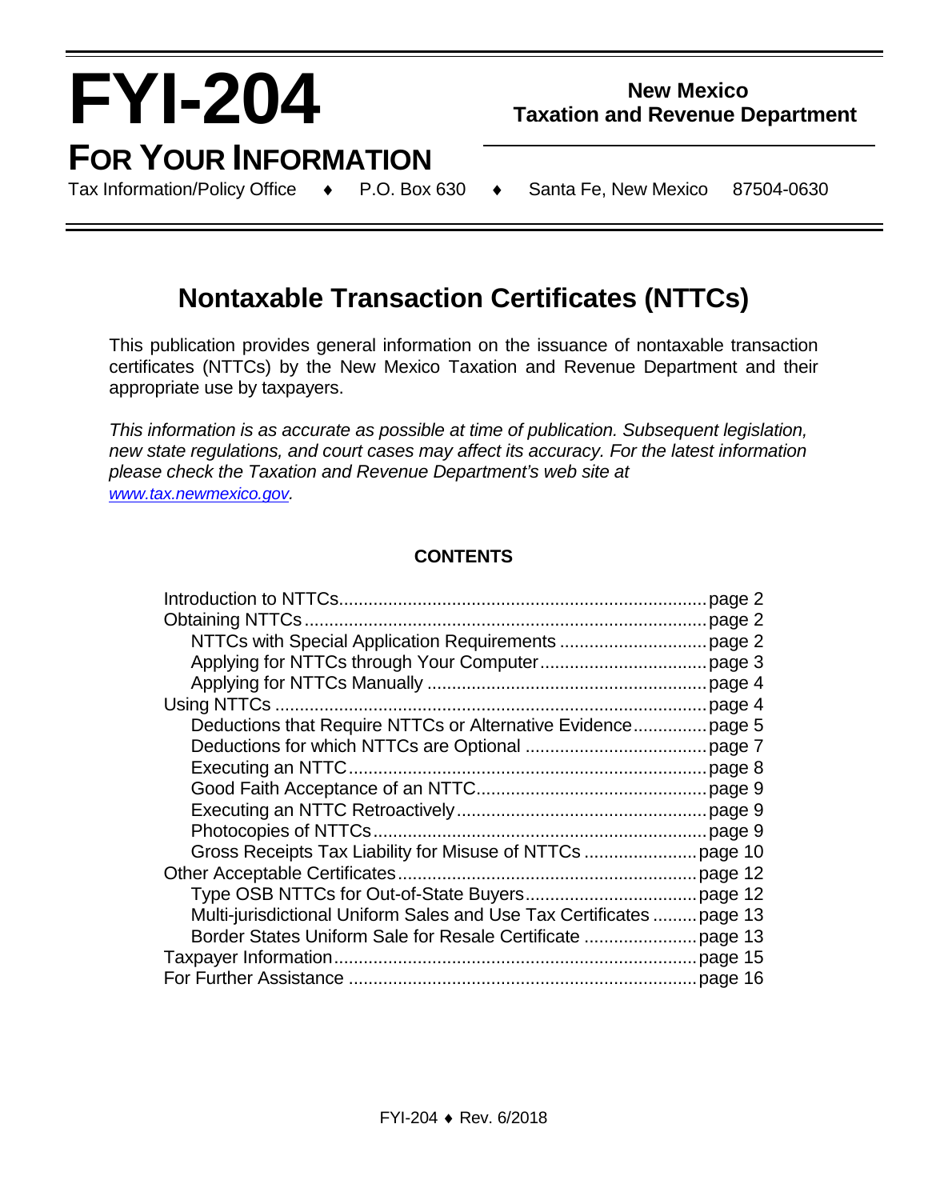# FYI-204

## FOR YOUR INFORMATION

**New Mexico Taxation and Revenue Department**

Tax Information/Policy Office ♦ P.O. Box 630 ♦ Santa Fe, New Mexico 87504-0630

# Nontaxable Transaction Certificates (NTTCs)

This publication provides general information on the issuance of nontaxable transaction certificates (NTTCs) by the New Mexico Taxation and Revenue Department and their appropriate use by taxpayers.

*This information is as accurate as possible at time of publication. Subsequent legislation, new state regulations, and court cases may affect its accuracy. For the latest information please check the Taxation and Revenue Department's web site at [www.tax.newmexico.gov](www.tax.newmexico.gov).*

**CONTENTS**

- Introduction to NTTCs....page 2
- Obtaining NTTCs....page 2
  - NTTCs with Special Application Requirements....page 2
  - Applying for NTTCs through Your Computer....page 3
  - Applying for NTTCs Manually....page 4
- Using NTTCs....page 4
  - Deductions that Require NTTCs or Alternative Evidence....page 5
  - Deductions for which NTTCs are Optional....page 7
  - Executing an NTTC....page 8
  - Good Faith Acceptance of an NTTC....page 9
  - Executing an NTTC Retroactively....page 9
  - Photocopies of NTTCs....page 9
  - Gross Receipts Tax Liability for Misuse of NTTCs....page 10
- Other Acceptable Certificates....page 12
  - Type OSB NTTCs for Out-of-State Buyers....page 12
  - Multi-jurisdictional Uniform Sales and Use Tax Certificates....page 13
  - Border States Uniform Sale for Resale Certificate....page 13
- Taxpayer Information....page 15
- For Further Assistance....page 16

FYI-204 ♦ Rev. 6/2018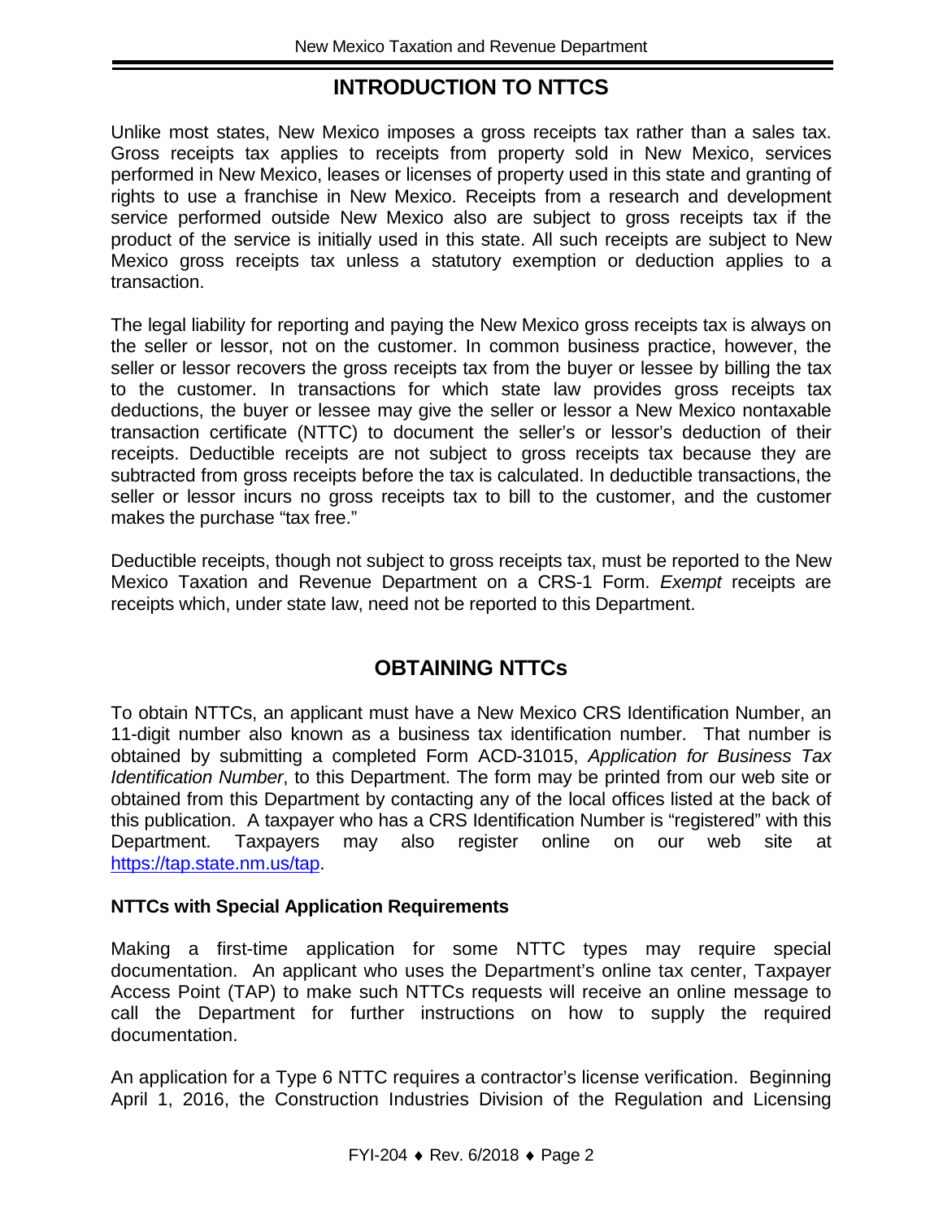## INTRODUCTION TO NTTCS

Unlike most states, New Mexico imposes a gross receipts tax rather than a sales tax. Gross receipts tax applies to receipts from property sold in New Mexico, services performed in New Mexico, leases or licenses of property used in this state and granting of rights to use a franchise in New Mexico. Receipts from a research and development service performed outside New Mexico also are subject to gross receipts tax if the product of the service is initially used in this state. All such receipts are subject to New Mexico gross receipts tax unless a statutory exemption or deduction applies to a transaction.

The legal liability for reporting and paying the New Mexico gross receipts tax is always on the seller or lessor, not on the customer. In common business practice, however, the seller or lessor recovers the gross receipts tax from the buyer or lessee by billing the tax to the customer. In transactions for which state law provides gross receipts tax deductions, the buyer or lessee may give the seller or lessor a New Mexico nontaxable transaction certificate (NTTC) to document the seller's or lessor's deduction of their receipts. Deductible receipts are not subject to gross receipts tax because they are subtracted from gross receipts before the tax is calculated. In deductible transactions, the seller or lessor incurs no gross receipts tax to bill to the customer, and the customer makes the purchase "tax free."

Deductible receipts, though not subject to gross receipts tax, must be reported to the New Mexico Taxation and Revenue Department on a CRS-1 Form. *Exempt* receipts are receipts which, under state law, need not be reported to this Department.

## OBTAINING NTTCs

To obtain NTTCs, an applicant must have a New Mexico CRS Identification Number, an 11-digit number also known as a business tax identification number. That number is obtained by submitting a completed Form ACD-31015, *Application for Business Tax Identification Number*, to this Department. The form may be printed from our web site or obtained from this Department by contacting any of the local offices listed at the back of this publication. A taxpayer who has a CRS Identification Number is "registered" with this Department. Taxpayers may also register online on our web site at https://tap.state.nm.us/tap.

### NTTCs with Special Application Requirements

Making a first-time application for some NTTC types may require special documentation. An applicant who uses the Department's online tax center, Taxpayer Access Point (TAP) to make such NTTCs requests will receive an online message to call the Department for further instructions on how to supply the required documentation.

An application for a Type 6 NTTC requires a contractor's license verification. Beginning April 1, 2016, the Construction Industries Division of the Regulation and Licensing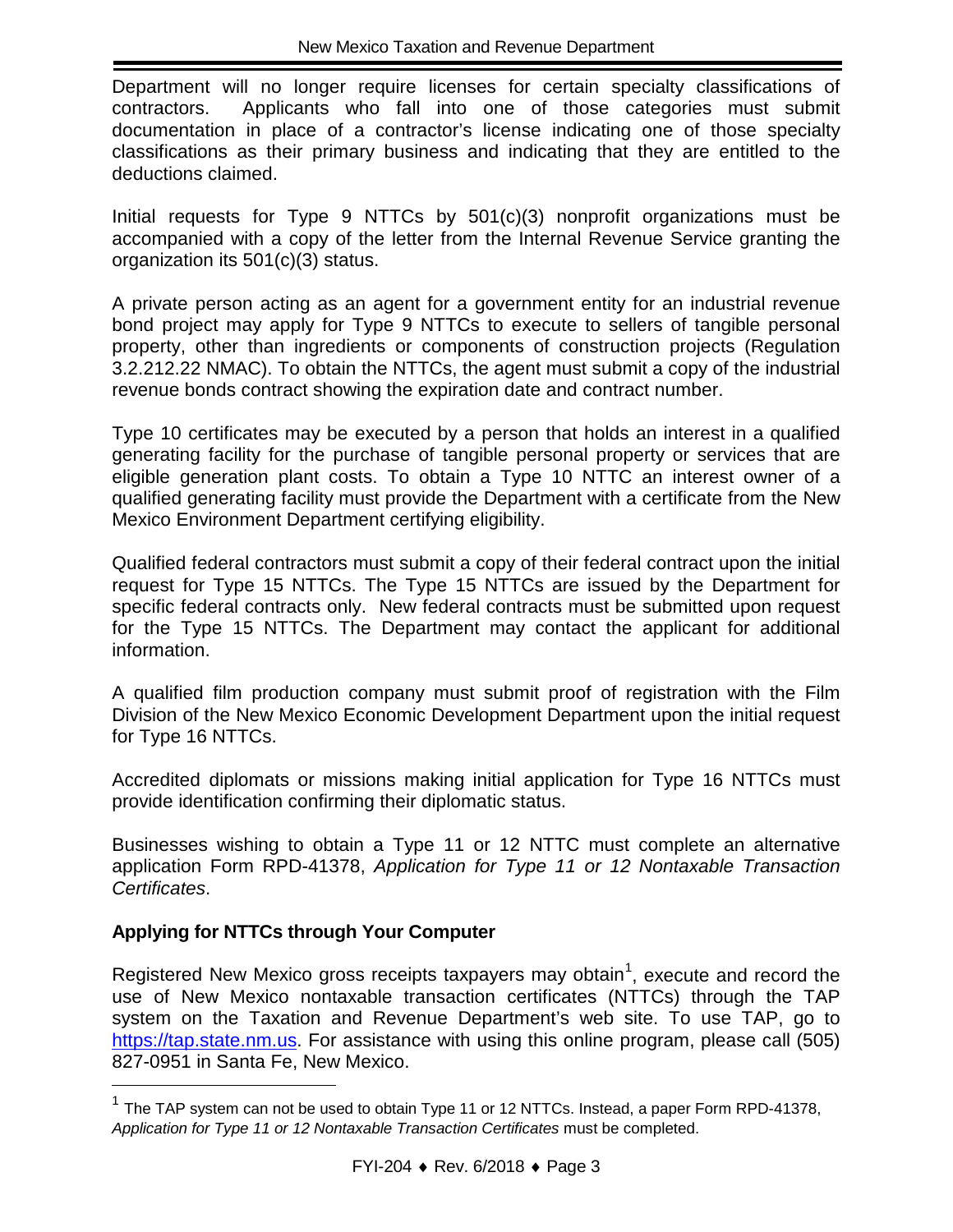Department will no longer require licenses for certain specialty classifications of contractors. Applicants who fall into one of those categories must submit documentation in place of a contractor's license indicating one of those specialty classifications as their primary business and indicating that they are entitled to the deductions claimed.

Initial requests for Type 9 NTTCs by 501(c)(3) nonprofit organizations must be accompanied with a copy of the letter from the Internal Revenue Service granting the organization its 501(c)(3) status.

A private person acting as an agent for a government entity for an industrial revenue bond project may apply for Type 9 NTTCs to execute to sellers of tangible personal property, other than ingredients or components of construction projects (Regulation 3.2.212.22 NMAC). To obtain the NTTCs, the agent must submit a copy of the industrial revenue bonds contract showing the expiration date and contract number.

Type 10 certificates may be executed by a person that holds an interest in a qualified generating facility for the purchase of tangible personal property or services that are eligible generation plant costs. To obtain a Type 10 NTTC an interest owner of a qualified generating facility must provide the Department with a certificate from the New Mexico Environment Department certifying eligibility.

Qualified federal contractors must submit a copy of their federal contract upon the initial request for Type 15 NTTCs. The Type 15 NTTCs are issued by the Department for specific federal contracts only. New federal contracts must be submitted upon request for the Type 15 NTTCs. The Department may contact the applicant for additional information.

A qualified film production company must submit proof of registration with the Film Division of the New Mexico Economic Development Department upon the initial request for Type 16 NTTCs.

Accredited diplomats or missions making initial application for Type 16 NTTCs must provide identification confirming their diplomatic status.

Businesses wishing to obtain a Type 11 or 12 NTTC must complete an alternative application Form RPD-41378, *Application for Type 11 or 12 Nontaxable Transaction Certificates*.

**Applying for NTTCs through Your Computer**

Registered New Mexico gross receipts taxpayers may obtain[1], execute and record the use of New Mexico nontaxable transaction certificates (NTTCs) through the TAP system on the Taxation and Revenue Department's web site. To use TAP, go to https://tap.state.nm.us. For assistance with using this online program, please call (505) 827-0951 in Santa Fe, New Mexico.

[1] The TAP system can not be used to obtain Type 11 or 12 NTTCs. Instead, a paper Form RPD-41378, *Application for Type 11 or 12 Nontaxable Transaction Certificates* must be completed.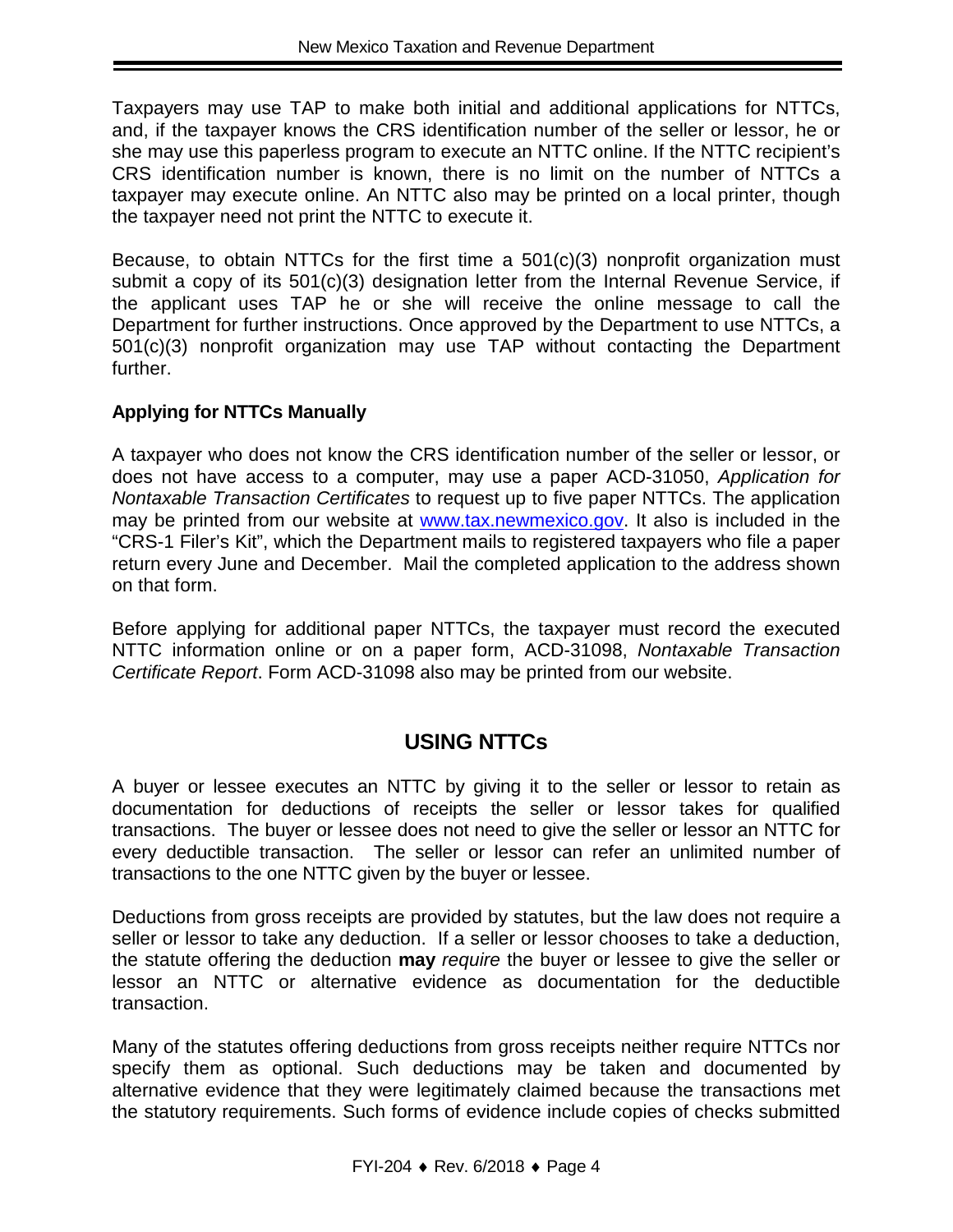Taxpayers may use TAP to make both initial and additional applications for NTTCs, and, if the taxpayer knows the CRS identification number of the seller or lessor, he or she may use this paperless program to execute an NTTC online. If the NTTC recipient's CRS identification number is known, there is no limit on the number of NTTCs a taxpayer may execute online. An NTTC also may be printed on a local printer, though the taxpayer need not print the NTTC to execute it.

Because, to obtain NTTCs for the first time a 501(c)(3) nonprofit organization must submit a copy of its 501(c)(3) designation letter from the Internal Revenue Service, if the applicant uses TAP he or she will receive the online message to call the Department for further instructions. Once approved by the Department to use NTTCs, a 501(c)(3) nonprofit organization may use TAP without contacting the Department further.

### Applying for NTTCs Manually

A taxpayer who does not know the CRS identification number of the seller or lessor, or does not have access to a computer, may use a paper ACD-31050, *Application for Nontaxable Transaction Certificates* to request up to five paper NTTCs. The application may be printed from our website at [www.tax.newmexico.gov](www.tax.newmexico.gov). It also is included in the "CRS-1 Filer's Kit", which the Department mails to registered taxpayers who file a paper return every June and December. Mail the completed application to the address shown on that form.

Before applying for additional paper NTTCs, the taxpayer must record the executed NTTC information online or on a paper form, ACD-31098, *Nontaxable Transaction Certificate Report*. Form ACD-31098 also may be printed from our website.

## USING NTTCs

A buyer or lessee executes an NTTC by giving it to the seller or lessor to retain as documentation for deductions of receipts the seller or lessor takes for qualified transactions. The buyer or lessee does not need to give the seller or lessor an NTTC for every deductible transaction. The seller or lessor can refer an unlimited number of transactions to the one NTTC given by the buyer or lessee.

Deductions from gross receipts are provided by statutes, but the law does not require a seller or lessor to take any deduction. If a seller or lessor chooses to take a deduction, the statute offering the deduction **may** *require* the buyer or lessee to give the seller or lessor an NTTC or alternative evidence as documentation for the deductible transaction.

Many of the statutes offering deductions from gross receipts neither require NTTCs nor specify them as optional. Such deductions may be taken and documented by alternative evidence that they were legitimately claimed because the transactions met the statutory requirements. Such forms of evidence include copies of checks submitted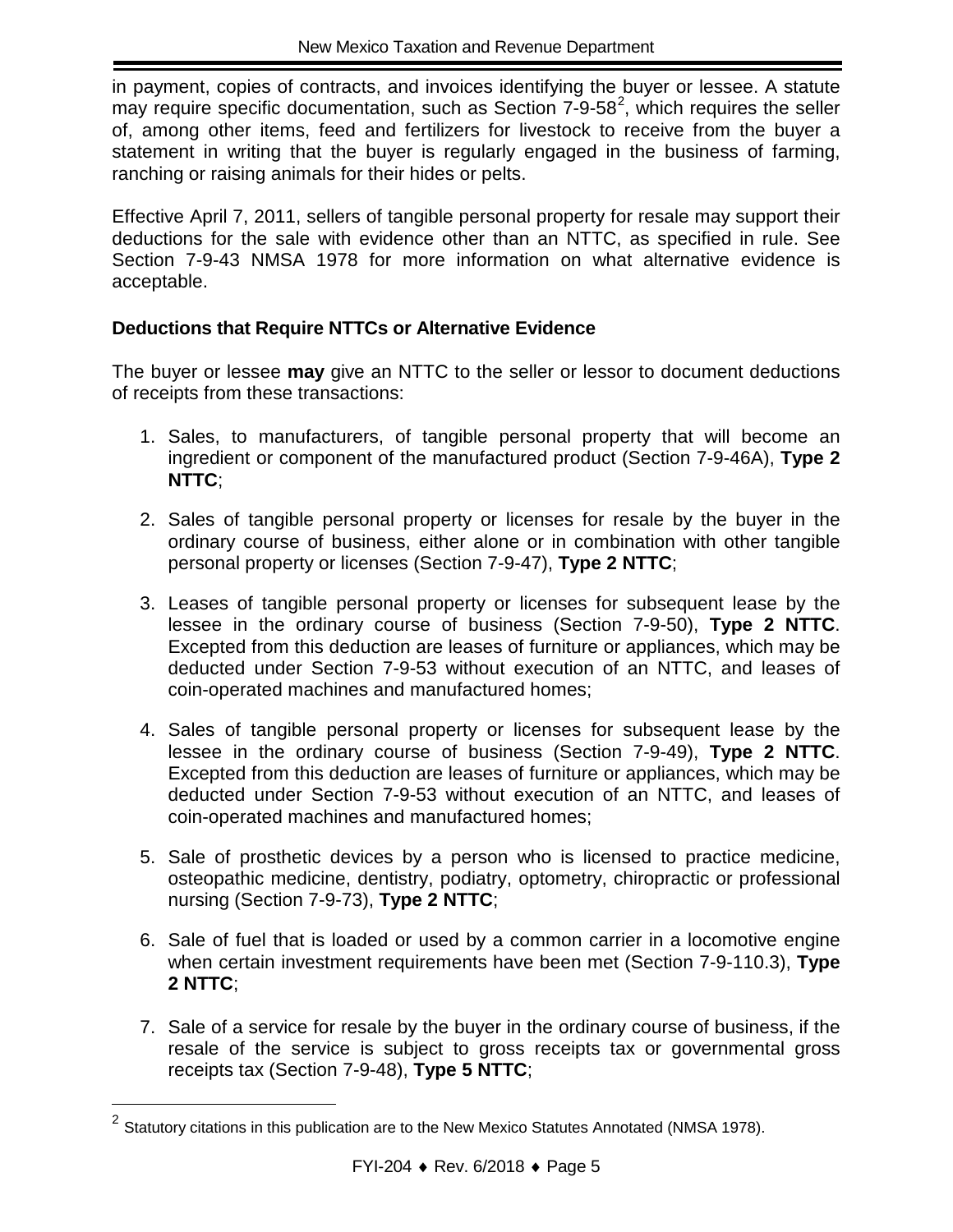in payment, copies of contracts, and invoices identifying the buyer or lessee. A statute may require specific documentation, such as Section 7-9-58[2], which requires the seller of, among other items, feed and fertilizers for livestock to receive from the buyer a statement in writing that the buyer is regularly engaged in the business of farming, ranching or raising animals for their hides or pelts.

Effective April 7, 2011, sellers of tangible personal property for resale may support their deductions for the sale with evidence other than an NTTC, as specified in rule. See Section 7-9-43 NMSA 1978 for more information on what alternative evidence is acceptable.

**Deductions that Require NTTCs or Alternative Evidence**

The buyer or lessee **may** give an NTTC to the seller or lessor to document deductions of receipts from these transactions:

1. Sales, to manufacturers, of tangible personal property that will become an ingredient or component of the manufactured product (Section 7-9-46A), **Type 2 NTTC**;

2. Sales of tangible personal property or licenses for resale by the buyer in the ordinary course of business, either alone or in combination with other tangible personal property or licenses (Section 7-9-47), **Type 2 NTTC**;

3. Leases of tangible personal property or licenses for subsequent lease by the lessee in the ordinary course of business (Section 7-9-50), **Type 2 NTTC**. Excepted from this deduction are leases of furniture or appliances, which may be deducted under Section 7-9-53 without execution of an NTTC, and leases of coin-operated machines and manufactured homes;

4. Sales of tangible personal property or licenses for subsequent lease by the lessee in the ordinary course of business (Section 7-9-49), **Type 2 NTTC**. Excepted from this deduction are leases of furniture or appliances, which may be deducted under Section 7-9-53 without execution of an NTTC, and leases of coin-operated machines and manufactured homes;

5. Sale of prosthetic devices by a person who is licensed to practice medicine, osteopathic medicine, dentistry, podiatry, optometry, chiropractic or professional nursing (Section 7-9-73), **Type 2 NTTC**;

6. Sale of fuel that is loaded or used by a common carrier in a locomotive engine when certain investment requirements have been met (Section 7-9-110.3), **Type 2 NTTC**;

7. Sale of a service for resale by the buyer in the ordinary course of business, if the resale of the service is subject to gross receipts tax or governmental gross receipts tax (Section 7-9-48), **Type 5 NTTC**;

[2] Statutory citations in this publication are to the New Mexico Statutes Annotated (NMSA 1978).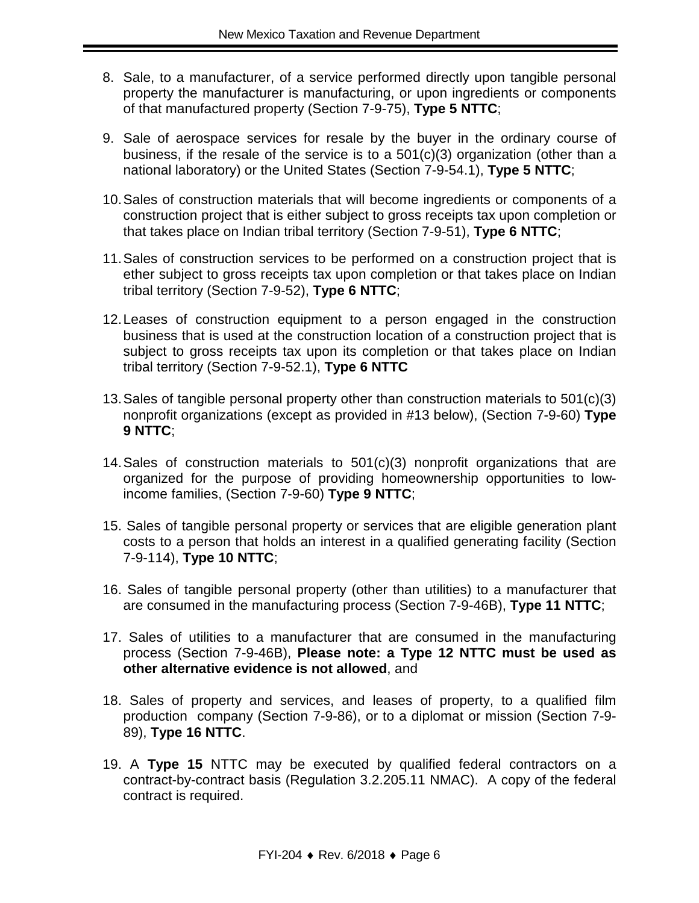8. Sale, to a manufacturer, of a service performed directly upon tangible personal property the manufacturer is manufacturing, or upon ingredients or components of that manufactured property (Section 7-9-75), **Type 5 NTTC**;

9. Sale of aerospace services for resale by the buyer in the ordinary course of business, if the resale of the service is to a 501(c)(3) organization (other than a national laboratory) or the United States (Section 7-9-54.1), **Type 5 NTTC**;

10. Sales of construction materials that will become ingredients or components of a construction project that is either subject to gross receipts tax upon completion or that takes place on Indian tribal territory (Section 7-9-51), **Type 6 NTTC**;

11. Sales of construction services to be performed on a construction project that is ether subject to gross receipts tax upon completion or that takes place on Indian tribal territory (Section 7-9-52), **Type 6 NTTC**;

12. Leases of construction equipment to a person engaged in the construction business that is used at the construction location of a construction project that is subject to gross receipts tax upon its completion or that takes place on Indian tribal territory (Section 7-9-52.1), **Type 6 NTTC**

13. Sales of tangible personal property other than construction materials to 501(c)(3) nonprofit organizations (except as provided in #13 below), (Section 7-9-60) **Type 9 NTTC**;

14. Sales of construction materials to 501(c)(3) nonprofit organizations that are organized for the purpose of providing homeownership opportunities to low-income families, (Section 7-9-60) **Type 9 NTTC**;

15. Sales of tangible personal property or services that are eligible generation plant costs to a person that holds an interest in a qualified generating facility (Section 7-9-114), **Type 10 NTTC**;

16. Sales of tangible personal property (other than utilities) to a manufacturer that are consumed in the manufacturing process (Section 7-9-46B), **Type 11 NTTC**;

17. Sales of utilities to a manufacturer that are consumed in the manufacturing process (Section 7-9-46B), **Please note: a Type 12 NTTC must be used as other alternative evidence is not allowed**, and

18. Sales of property and services, and leases of property, to a qualified film production company (Section 7-9-86), or to a diplomat or mission (Section 7-9-89), **Type 16 NTTC**.

19. A **Type 15** NTTC may be executed by qualified federal contractors on a contract-by-contract basis (Regulation 3.2.205.11 NMAC). A copy of the federal contract is required.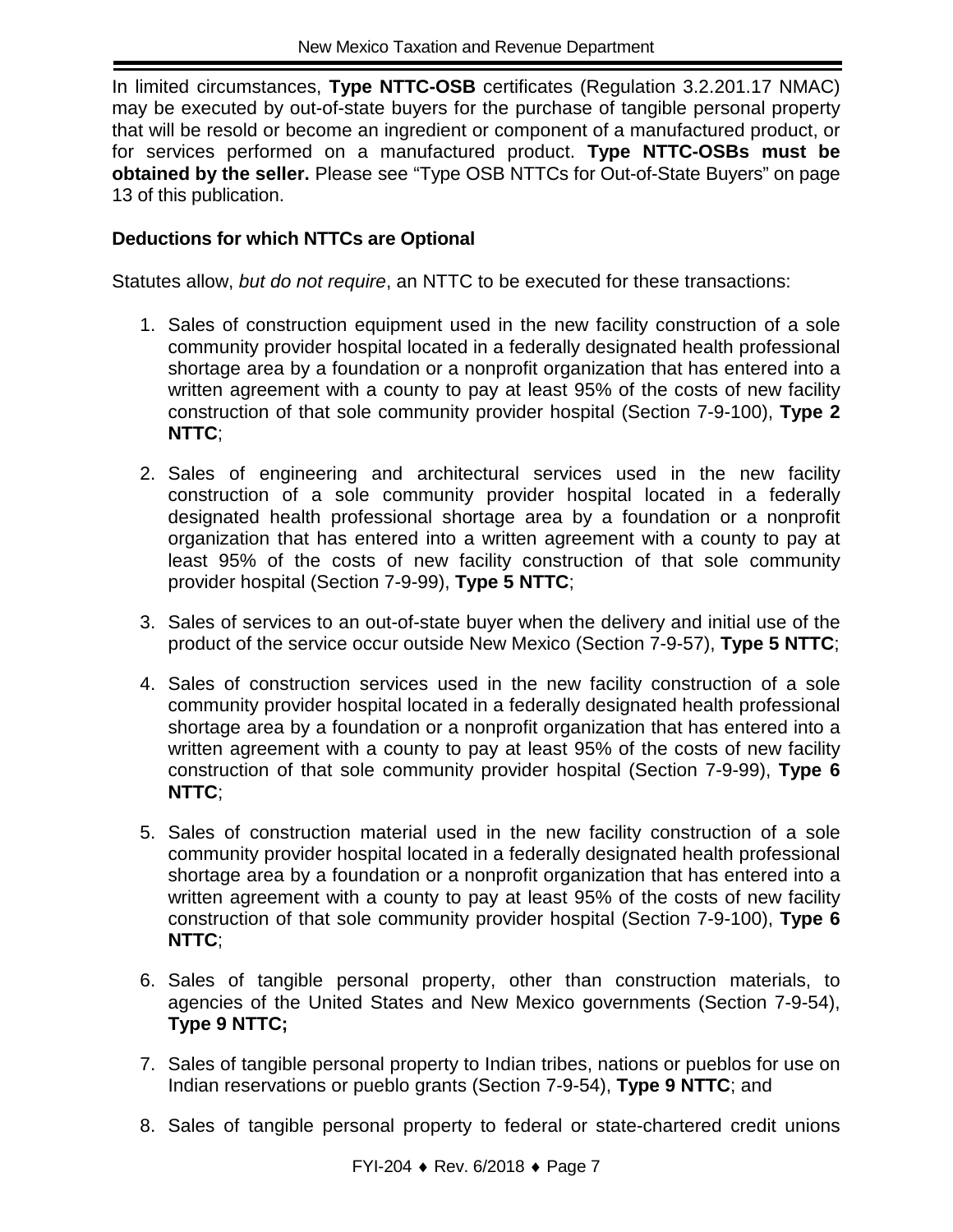In limited circumstances, **Type NTTC-OSB** certificates (Regulation 3.2.201.17 NMAC) may be executed by out-of-state buyers for the purchase of tangible personal property that will be resold or become an ingredient or component of a manufactured product, or for services performed on a manufactured product. **Type NTTC-OSBs must be obtained by the seller.** Please see "Type OSB NTTCs for Out-of-State Buyers" on page 13 of this publication.

**Deductions for which NTTCs are Optional**

Statutes allow, *but do not require*, an NTTC to be executed for these transactions:

1. Sales of construction equipment used in the new facility construction of a sole community provider hospital located in a federally designated health professional shortage area by a foundation or a nonprofit organization that has entered into a written agreement with a county to pay at least 95% of the costs of new facility construction of that sole community provider hospital (Section 7-9-100), **Type 2 NTTC**;

2. Sales of engineering and architectural services used in the new facility construction of a sole community provider hospital located in a federally designated health professional shortage area by a foundation or a nonprofit organization that has entered into a written agreement with a county to pay at least 95% of the costs of new facility construction of that sole community provider hospital (Section 7-9-99), **Type 5 NTTC**;

3. Sales of services to an out-of-state buyer when the delivery and initial use of the product of the service occur outside New Mexico (Section 7-9-57), **Type 5 NTTC**;

4. Sales of construction services used in the new facility construction of a sole community provider hospital located in a federally designated health professional shortage area by a foundation or a nonprofit organization that has entered into a written agreement with a county to pay at least 95% of the costs of new facility construction of that sole community provider hospital (Section 7-9-99), **Type 6 NTTC**;

5. Sales of construction material used in the new facility construction of a sole community provider hospital located in a federally designated health professional shortage area by a foundation or a nonprofit organization that has entered into a written agreement with a county to pay at least 95% of the costs of new facility construction of that sole community provider hospital (Section 7-9-100), **Type 6 NTTC**;

6. Sales of tangible personal property, other than construction materials, to agencies of the United States and New Mexico governments (Section 7-9-54), **Type 9 NTTC;**

7. Sales of tangible personal property to Indian tribes, nations or pueblos for use on Indian reservations or pueblo grants (Section 7-9-54), **Type 9 NTTC**; and

8. Sales of tangible personal property to federal or state-chartered credit unions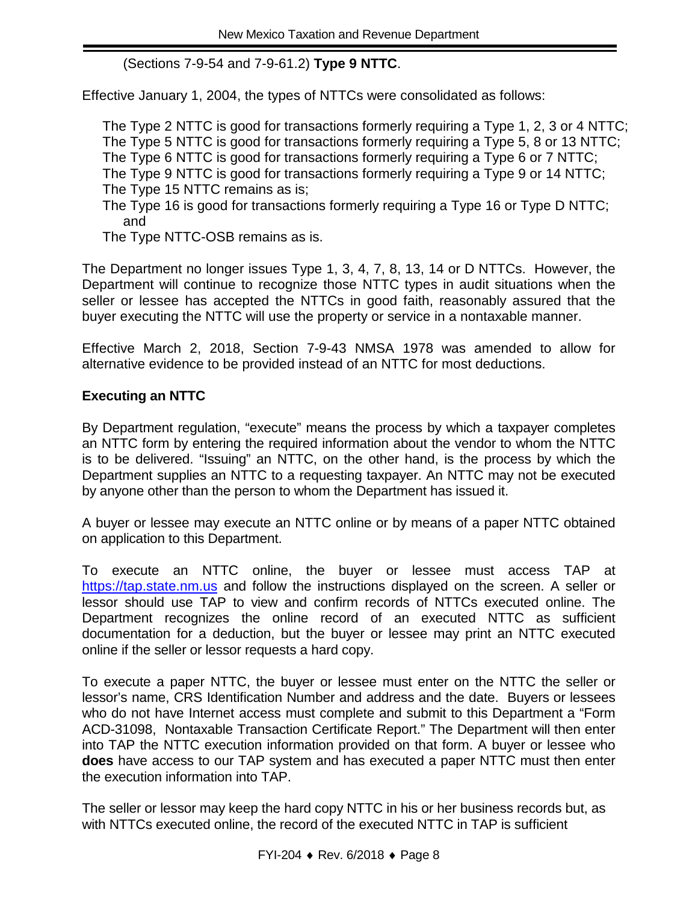(Sections 7-9-54 and 7-9-61.2) **Type 9 NTTC**.

Effective January 1, 2004, the types of NTTCs were consolidated as follows:

The Type 2 NTTC is good for transactions formerly requiring a Type 1, 2, 3 or 4 NTTC;
The Type 5 NTTC is good for transactions formerly requiring a Type 5, 8 or 13 NTTC;
The Type 6 NTTC is good for transactions formerly requiring a Type 6 or 7 NTTC;
The Type 9 NTTC is good for transactions formerly requiring a Type 9 or 14 NTTC;
The Type 15 NTTC remains as is;
The Type 16 is good for transactions formerly requiring a Type 16 or Type D NTTC; and
The Type NTTC-OSB remains as is.

The Department no longer issues Type 1, 3, 4, 7, 8, 13, 14 or D NTTCs. However, the Department will continue to recognize those NTTC types in audit situations when the seller or lessee has accepted the NTTCs in good faith, reasonably assured that the buyer executing the NTTC will use the property or service in a nontaxable manner.

Effective March 2, 2018, Section 7-9-43 NMSA 1978 was amended to allow for alternative evidence to be provided instead of an NTTC for most deductions.

**Executing an NTTC**

By Department regulation, "execute" means the process by which a taxpayer completes an NTTC form by entering the required information about the vendor to whom the NTTC is to be delivered. "Issuing" an NTTC, on the other hand, is the process by which the Department supplies an NTTC to a requesting taxpayer. An NTTC may not be executed by anyone other than the person to whom the Department has issued it.

A buyer or lessee may execute an NTTC online or by means of a paper NTTC obtained on application to this Department.

To execute an NTTC online, the buyer or lessee must access TAP at https://tap.state.nm.us and follow the instructions displayed on the screen. A seller or lessor should use TAP to view and confirm records of NTTCs executed online. The Department recognizes the online record of an executed NTTC as sufficient documentation for a deduction, but the buyer or lessee may print an NTTC executed online if the seller or lessor requests a hard copy.

To execute a paper NTTC, the buyer or lessee must enter on the NTTC the seller or lessor's name, CRS Identification Number and address and the date. Buyers or lessees who do not have Internet access must complete and submit to this Department a "Form ACD-31098, Nontaxable Transaction Certificate Report." The Department will then enter into TAP the NTTC execution information provided on that form. A buyer or lessee who **does** have access to our TAP system and has executed a paper NTTC must then enter the execution information into TAP.

The seller or lessor may keep the hard copy NTTC in his or her business records but, as with NTTCs executed online, the record of the executed NTTC in TAP is sufficient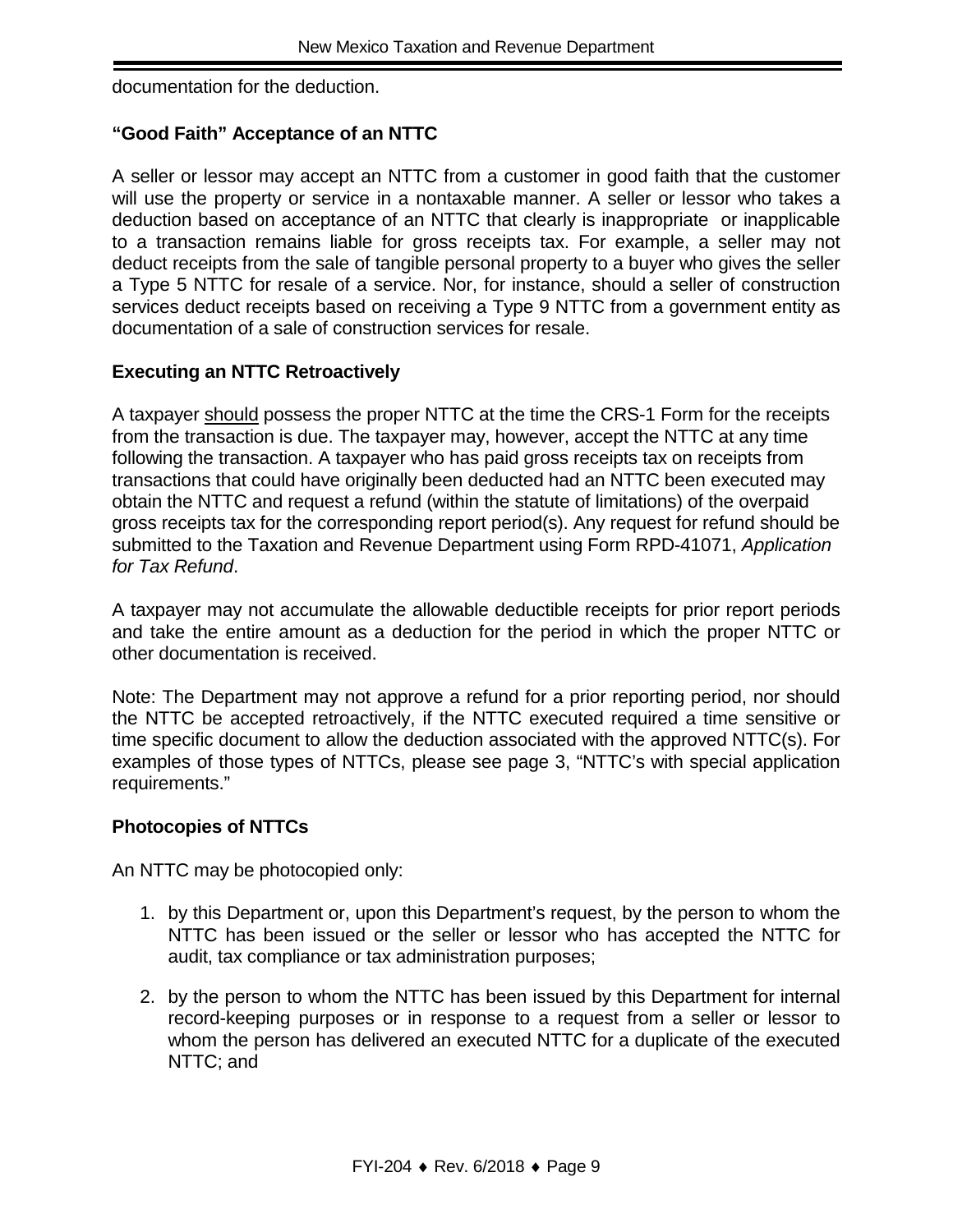documentation for the deduction.

### "Good Faith" Acceptance of an NTTC

A seller or lessor may accept an NTTC from a customer in good faith that the customer will use the property or service in a nontaxable manner. A seller or lessor who takes a deduction based on acceptance of an NTTC that clearly is inappropriate or inapplicable to a transaction remains liable for gross receipts tax. For example, a seller may not deduct receipts from the sale of tangible personal property to a buyer who gives the seller a Type 5 NTTC for resale of a service. Nor, for instance, should a seller of construction services deduct receipts based on receiving a Type 9 NTTC from a government entity as documentation of a sale of construction services for resale.

### Executing an NTTC Retroactively

A taxpayer should possess the proper NTTC at the time the CRS-1 Form for the receipts from the transaction is due. The taxpayer may, however, accept the NTTC at any time following the transaction. A taxpayer who has paid gross receipts tax on receipts from transactions that could have originally been deducted had an NTTC been executed may obtain the NTTC and request a refund (within the statute of limitations) of the overpaid gross receipts tax for the corresponding report period(s). Any request for refund should be submitted to the Taxation and Revenue Department using Form RPD-41071, *Application for Tax Refund*.

A taxpayer may not accumulate the allowable deductible receipts for prior report periods and take the entire amount as a deduction for the period in which the proper NTTC or other documentation is received.

Note: The Department may not approve a refund for a prior reporting period, nor should the NTTC be accepted retroactively, if the NTTC executed required a time sensitive or time specific document to allow the deduction associated with the approved NTTC(s). For examples of those types of NTTCs, please see page 3, "NTTC's with special application requirements."

### Photocopies of NTTCs

An NTTC may be photocopied only:

1. by this Department or, upon this Department's request, by the person to whom the NTTC has been issued or the seller or lessor who has accepted the NTTC for audit, tax compliance or tax administration purposes;

2. by the person to whom the NTTC has been issued by this Department for internal record-keeping purposes or in response to a request from a seller or lessor to whom the person has delivered an executed NTTC for a duplicate of the executed NTTC; and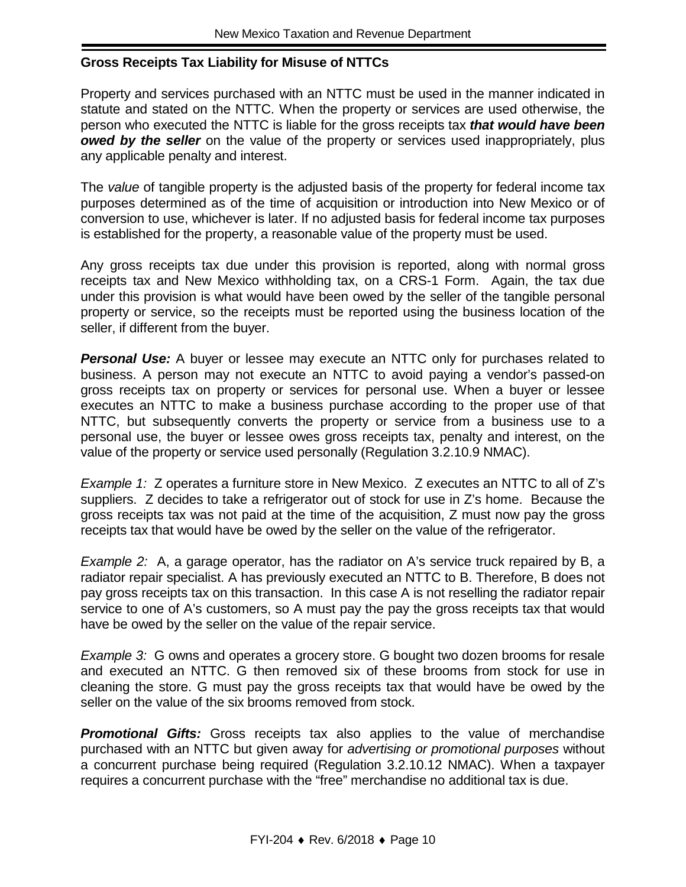### Gross Receipts Tax Liability for Misuse of NTTCs

Property and services purchased with an NTTC must be used in the manner indicated in statute and stated on the NTTC. When the property or services are used otherwise, the person who executed the NTTC is liable for the gross receipts tax ***that would have been owed by the seller*** on the value of the property or services used inappropriately, plus any applicable penalty and interest.

The *value* of tangible property is the adjusted basis of the property for federal income tax purposes determined as of the time of acquisition or introduction into New Mexico or of conversion to use, whichever is later. If no adjusted basis for federal income tax purposes is established for the property, a reasonable value of the property must be used.

Any gross receipts tax due under this provision is reported, along with normal gross receipts tax and New Mexico withholding tax, on a CRS-1 Form. Again, the tax due under this provision is what would have been owed by the seller of the tangible personal property or service, so the receipts must be reported using the business location of the seller, if different from the buyer.

***Personal Use:*** A buyer or lessee may execute an NTTC only for purchases related to business. A person may not execute an NTTC to avoid paying a vendor's passed-on gross receipts tax on property or services for personal use. When a buyer or lessee executes an NTTC to make a business purchase according to the proper use of that NTTC, but subsequently converts the property or service from a business use to a personal use, the buyer or lessee owes gross receipts tax, penalty and interest, on the value of the property or service used personally (Regulation 3.2.10.9 NMAC).

*Example 1:* Z operates a furniture store in New Mexico. Z executes an NTTC to all of Z's suppliers. Z decides to take a refrigerator out of stock for use in Z's home. Because the gross receipts tax was not paid at the time of the acquisition, Z must now pay the gross receipts tax that would have be owed by the seller on the value of the refrigerator.

*Example 2:* A, a garage operator, has the radiator on A's service truck repaired by B, a radiator repair specialist. A has previously executed an NTTC to B. Therefore, B does not pay gross receipts tax on this transaction. In this case A is not reselling the radiator repair service to one of A's customers, so A must pay the pay the gross receipts tax that would have be owed by the seller on the value of the repair service.

*Example 3:* G owns and operates a grocery store. G bought two dozen brooms for resale and executed an NTTC. G then removed six of these brooms from stock for use in cleaning the store. G must pay the gross receipts tax that would have be owed by the seller on the value of the six brooms removed from stock.

***Promotional Gifts:*** Gross receipts tax also applies to the value of merchandise purchased with an NTTC but given away for *advertising or promotional purposes* without a concurrent purchase being required (Regulation 3.2.10.12 NMAC). When a taxpayer requires a concurrent purchase with the "free" merchandise no additional tax is due.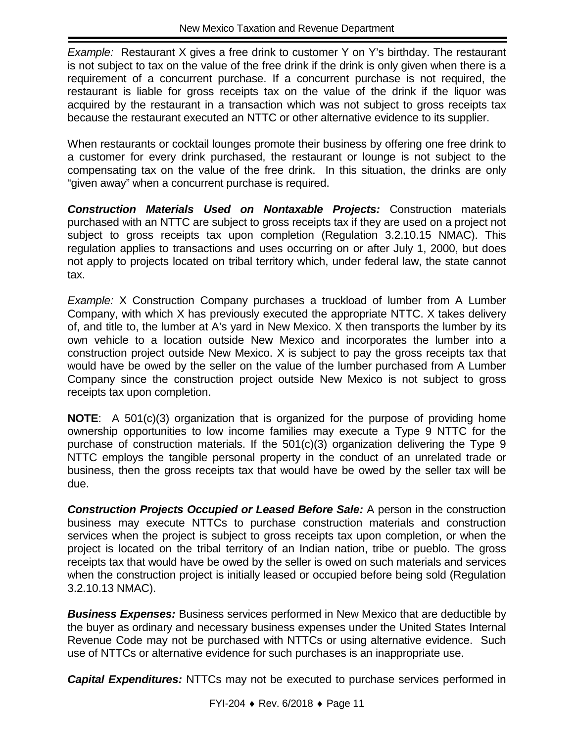*Example:* Restaurant X gives a free drink to customer Y on Y's birthday. The restaurant is not subject to tax on the value of the free drink if the drink is only given when there is a requirement of a concurrent purchase. If a concurrent purchase is not required, the restaurant is liable for gross receipts tax on the value of the drink if the liquor was acquired by the restaurant in a transaction which was not subject to gross receipts tax because the restaurant executed an NTTC or other alternative evidence to its supplier.

When restaurants or cocktail lounges promote their business by offering one free drink to a customer for every drink purchased, the restaurant or lounge is not subject to the compensating tax on the value of the free drink. In this situation, the drinks are only "given away" when a concurrent purchase is required.

***Construction Materials Used on Nontaxable Projects:*** Construction materials purchased with an NTTC are subject to gross receipts tax if they are used on a project not subject to gross receipts tax upon completion (Regulation 3.2.10.15 NMAC). This regulation applies to transactions and uses occurring on or after July 1, 2000, but does not apply to projects located on tribal territory which, under federal law, the state cannot tax.

*Example:* X Construction Company purchases a truckload of lumber from A Lumber Company, with which X has previously executed the appropriate NTTC. X takes delivery of, and title to, the lumber at A's yard in New Mexico. X then transports the lumber by its own vehicle to a location outside New Mexico and incorporates the lumber into a construction project outside New Mexico. X is subject to pay the gross receipts tax that would have be owed by the seller on the value of the lumber purchased from A Lumber Company since the construction project outside New Mexico is not subject to gross receipts tax upon completion.

**NOTE**: A 501(c)(3) organization that is organized for the purpose of providing home ownership opportunities to low income families may execute a Type 9 NTTC for the purchase of construction materials. If the 501(c)(3) organization delivering the Type 9 NTTC employs the tangible personal property in the conduct of an unrelated trade or business, then the gross receipts tax that would have be owed by the seller tax will be due.

***Construction Projects Occupied or Leased Before Sale:*** A person in the construction business may execute NTTCs to purchase construction materials and construction services when the project is subject to gross receipts tax upon completion, or when the project is located on the tribal territory of an Indian nation, tribe or pueblo. The gross receipts tax that would have be owed by the seller is owed on such materials and services when the construction project is initially leased or occupied before being sold (Regulation 3.2.10.13 NMAC).

***Business Expenses:*** Business services performed in New Mexico that are deductible by the buyer as ordinary and necessary business expenses under the United States Internal Revenue Code may not be purchased with NTTCs or using alternative evidence. Such use of NTTCs or alternative evidence for such purchases is an inappropriate use.

***Capital Expenditures:*** NTTCs may not be executed to purchase services performed in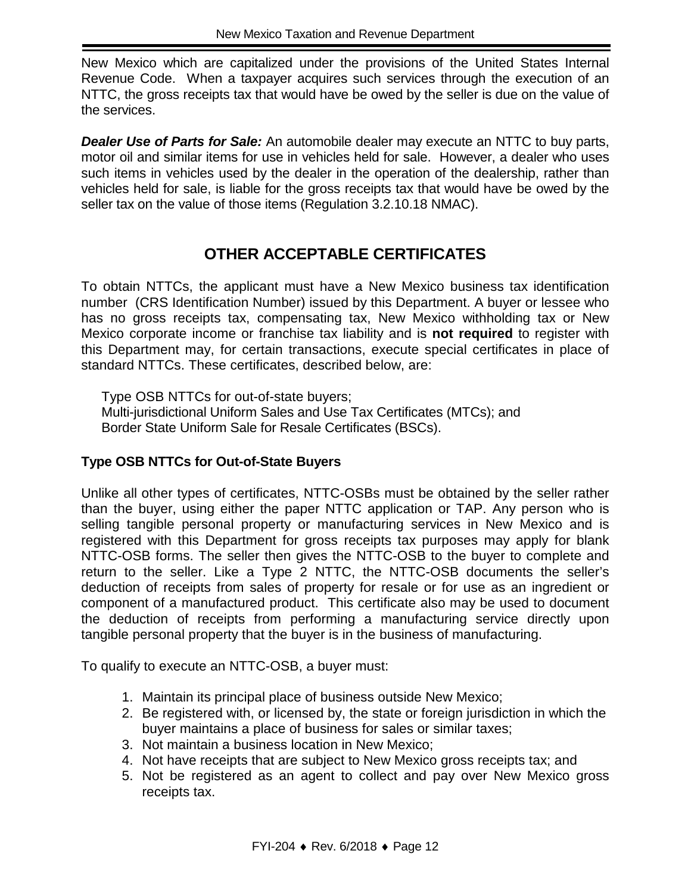New Mexico which are capitalized under the provisions of the United States Internal Revenue Code. When a taxpayer acquires such services through the execution of an NTTC, the gross receipts tax that would have be owed by the seller is due on the value of the services.

***Dealer Use of Parts for Sale:*** An automobile dealer may execute an NTTC to buy parts, motor oil and similar items for use in vehicles held for sale. However, a dealer who uses such items in vehicles used by the dealer in the operation of the dealership, rather than vehicles held for sale, is liable for the gross receipts tax that would have be owed by the seller tax on the value of those items (Regulation 3.2.10.18 NMAC).

## OTHER ACCEPTABLE CERTIFICATES

To obtain NTTCs, the applicant must have a New Mexico business tax identification number (CRS Identification Number) issued by this Department. A buyer or lessee who has no gross receipts tax, compensating tax, New Mexico withholding tax or New Mexico corporate income or franchise tax liability and is **not required** to register with this Department may, for certain transactions, execute special certificates in place of standard NTTCs. These certificates, described below, are:

Type OSB NTTCs for out-of-state buyers;
Multi-jurisdictional Uniform Sales and Use Tax Certificates (MTCs); and
Border State Uniform Sale for Resale Certificates (BSCs).

### Type OSB NTTCs for Out-of-State Buyers

Unlike all other types of certificates, NTTC-OSBs must be obtained by the seller rather than the buyer, using either the paper NTTC application or TAP. Any person who is selling tangible personal property or manufacturing services in New Mexico and is registered with this Department for gross receipts tax purposes may apply for blank NTTC-OSB forms. The seller then gives the NTTC-OSB to the buyer to complete and return to the seller. Like a Type 2 NTTC, the NTTC-OSB documents the seller's deduction of receipts from sales of property for resale or for use as an ingredient or component of a manufactured product. This certificate also may be used to document the deduction of receipts from performing a manufacturing service directly upon tangible personal property that the buyer is in the business of manufacturing.

To qualify to execute an NTTC-OSB, a buyer must:

1. Maintain its principal place of business outside New Mexico;
2. Be registered with, or licensed by, the state or foreign jurisdiction in which the buyer maintains a place of business for sales or similar taxes;
3. Not maintain a business location in New Mexico;
4. Not have receipts that are subject to New Mexico gross receipts tax; and
5. Not be registered as an agent to collect and pay over New Mexico gross receipts tax.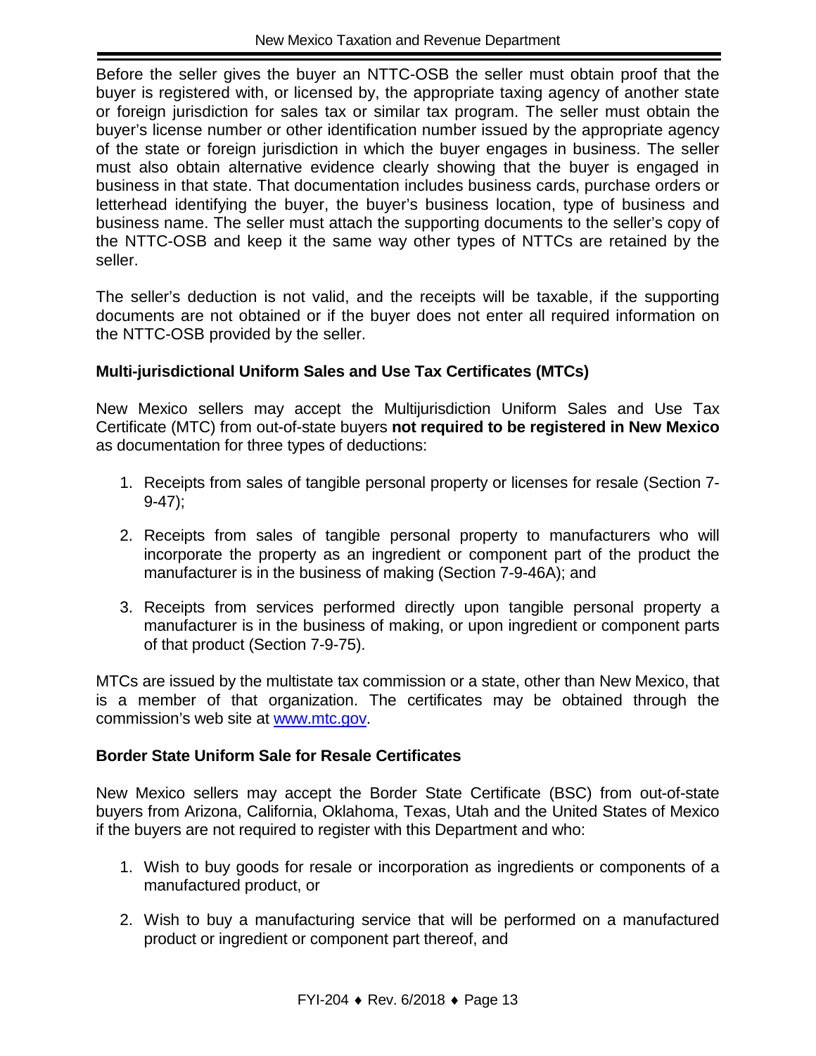Before the seller gives the buyer an NTTC-OSB the seller must obtain proof that the buyer is registered with, or licensed by, the appropriate taxing agency of another state or foreign jurisdiction for sales tax or similar tax program. The seller must obtain the buyer's license number or other identification number issued by the appropriate agency of the state or foreign jurisdiction in which the buyer engages in business. The seller must also obtain alternative evidence clearly showing that the buyer is engaged in business in that state. That documentation includes business cards, purchase orders or letterhead identifying the buyer, the buyer's business location, type of business and business name. The seller must attach the supporting documents to the seller's copy of the NTTC-OSB and keep it the same way other types of NTTCs are retained by the seller.

The seller's deduction is not valid, and the receipts will be taxable, if the supporting documents are not obtained or if the buyer does not enter all required information on the NTTC-OSB provided by the seller.

### Multi-jurisdictional Uniform Sales and Use Tax Certificates (MTCs)

New Mexico sellers may accept the Multijurisdiction Uniform Sales and Use Tax Certificate (MTC) from out-of-state buyers **not required to be registered in New Mexico** as documentation for three types of deductions:

1. Receipts from sales of tangible personal property or licenses for resale (Section 7-9-47);
2. Receipts from sales of tangible personal property to manufacturers who will incorporate the property as an ingredient or component part of the product the manufacturer is in the business of making (Section 7-9-46A); and
3. Receipts from services performed directly upon tangible personal property a manufacturer is in the business of making, or upon ingredient or component parts of that product (Section 7-9-75).

MTCs are issued by the multistate tax commission or a state, other than New Mexico, that is a member of that organization. The certificates may be obtained through the commission's web site at [www.mtc.gov](http://www.mtc.gov).

### Border State Uniform Sale for Resale Certificates

New Mexico sellers may accept the Border State Certificate (BSC) from out-of-state buyers from Arizona, California, Oklahoma, Texas, Utah and the United States of Mexico if the buyers are not required to register with this Department and who:

1. Wish to buy goods for resale or incorporation as ingredients or components of a manufactured product, or
2. Wish to buy a manufacturing service that will be performed on a manufactured product or ingredient or component part thereof, and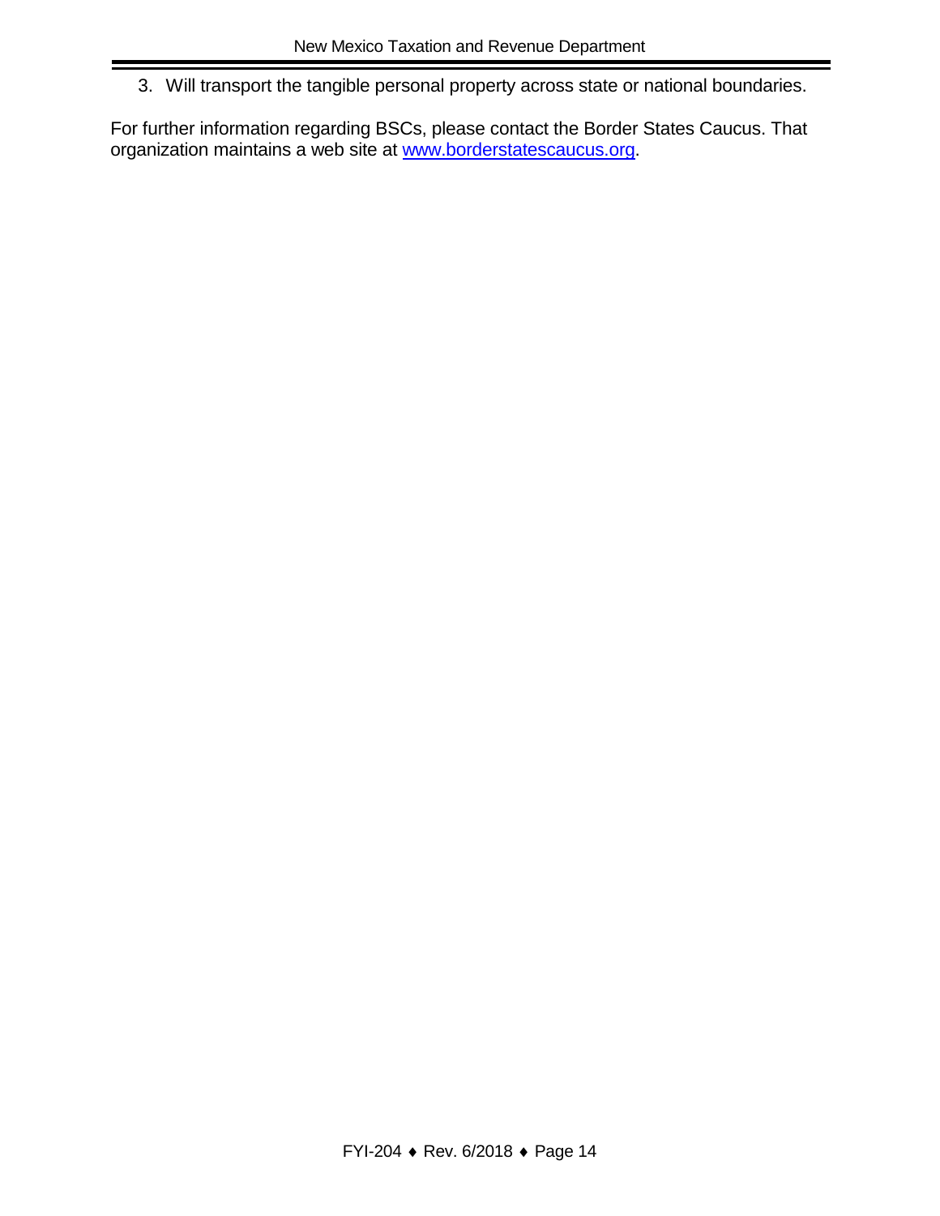3. Will transport the tangible personal property across state or national boundaries.

For further information regarding BSCs, please contact the Border States Caucus. That organization maintains a web site at [www.borderstatescaucus.org](http://www.borderstatescaucus.org).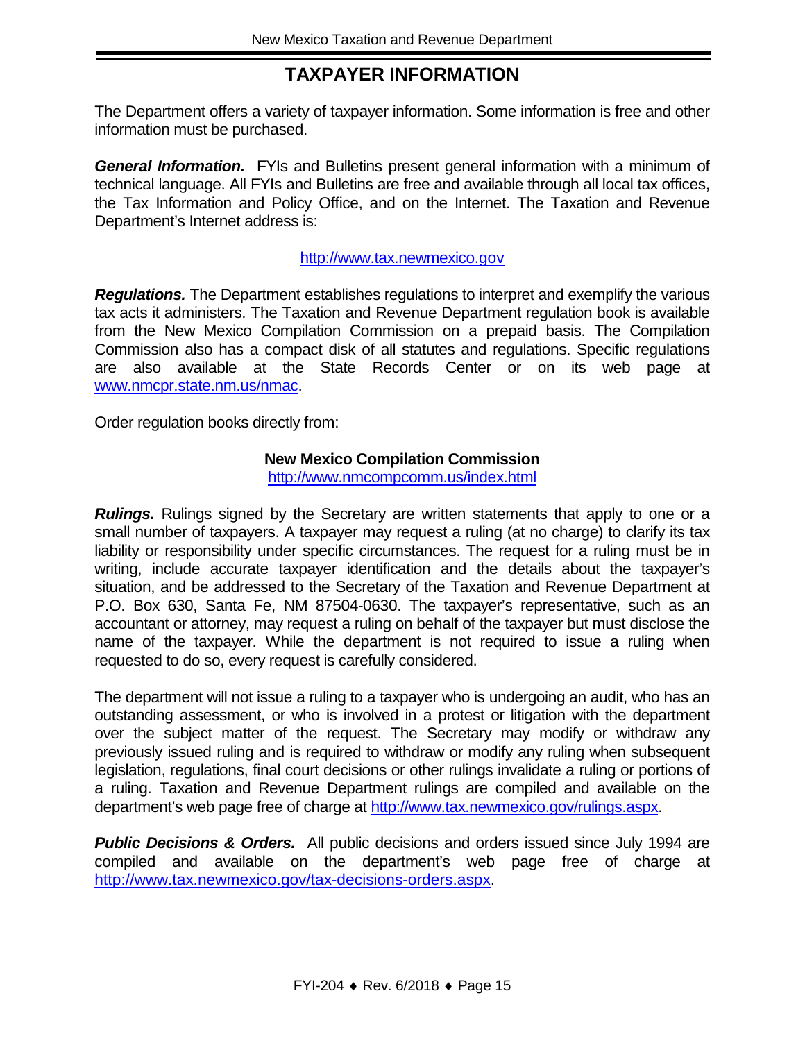## TAXPAYER INFORMATION

The Department offers a variety of taxpayer information. Some information is free and other information must be purchased.

***General Information.*** FYIs and Bulletins present general information with a minimum of technical language. All FYIs and Bulletins are free and available through all local tax offices, the Tax Information and Policy Office, and on the Internet. The Taxation and Revenue Department's Internet address is:

http://www.tax.newmexico.gov

***Regulations.*** The Department establishes regulations to interpret and exemplify the various tax acts it administers. The Taxation and Revenue Department regulation book is available from the New Mexico Compilation Commission on a prepaid basis. The Compilation Commission also has a compact disk of all statutes and regulations. Specific regulations are also available at the State Records Center or on its web page at www.nmcpr.state.nm.us/nmac.

Order regulation books directly from:

**New Mexico Compilation Commission**
http://www.nmcompcomm.us/index.html

***Rulings.*** Rulings signed by the Secretary are written statements that apply to one or a small number of taxpayers. A taxpayer may request a ruling (at no charge) to clarify its tax liability or responsibility under specific circumstances. The request for a ruling must be in writing, include accurate taxpayer identification and the details about the taxpayer's situation, and be addressed to the Secretary of the Taxation and Revenue Department at P.O. Box 630, Santa Fe, NM 87504-0630. The taxpayer's representative, such as an accountant or attorney, may request a ruling on behalf of the taxpayer but must disclose the name of the taxpayer. While the department is not required to issue a ruling when requested to do so, every request is carefully considered.

The department will not issue a ruling to a taxpayer who is undergoing an audit, who has an outstanding assessment, or who is involved in a protest or litigation with the department over the subject matter of the request. The Secretary may modify or withdraw any previously issued ruling and is required to withdraw or modify any ruling when subsequent legislation, regulations, final court decisions or other rulings invalidate a ruling or portions of a ruling. Taxation and Revenue Department rulings are compiled and available on the department's web page free of charge at http://www.tax.newmexico.gov/rulings.aspx.

***Public Decisions & Orders.*** All public decisions and orders issued since July 1994 are compiled and available on the department's web page free of charge at http://www.tax.newmexico.gov/tax-decisions-orders.aspx.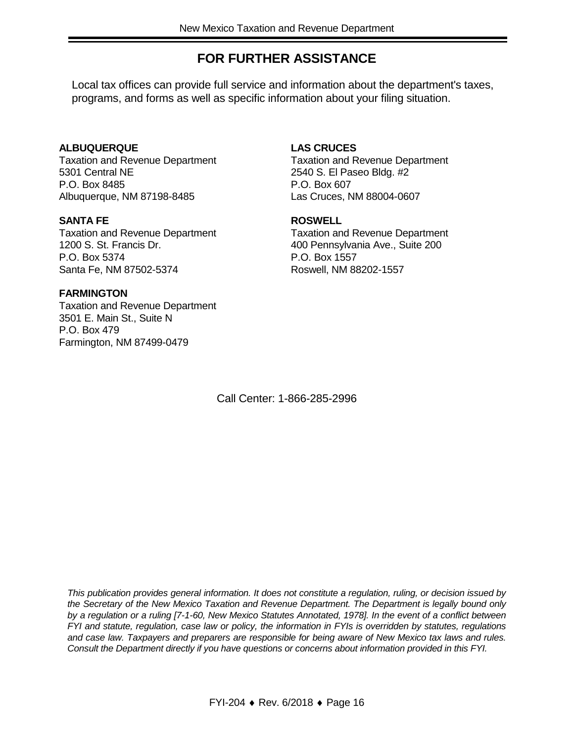## FOR FURTHER ASSISTANCE

Local tax offices can provide full service and information about the department's taxes, programs, and forms as well as specific information about your filing situation.

**ALBUQUERQUE**
Taxation and Revenue Department
5301 Central NE
P.O. Box 8485
Albuquerque, NM 87198-8485

**SANTA FE**
Taxation and Revenue Department
1200 S. St. Francis Dr.
P.O. Box 5374
Santa Fe, NM 87502-5374

**FARMINGTON**
Taxation and Revenue Department
3501 E. Main St., Suite N
P.O. Box 479
Farmington, NM 87499-0479

**LAS CRUCES**
Taxation and Revenue Department
2540 S. El Paseo Bldg. #2
P.O. Box 607
Las Cruces, NM 88004-0607

**ROSWELL**
Taxation and Revenue Department
400 Pennsylvania Ave., Suite 200
P.O. Box 1557
Roswell, NM 88202-1557

Call Center: 1-866-285-2996

*This publication provides general information. It does not constitute a regulation, ruling, or decision issued by the Secretary of the New Mexico Taxation and Revenue Department. The Department is legally bound only by a regulation or a ruling [7-1-60, New Mexico Statutes Annotated, 1978]. In the event of a conflict between FYI and statute, regulation, case law or policy, the information in FYIs is overridden by statutes, regulations and case law. Taxpayers and preparers are responsible for being aware of New Mexico tax laws and rules. Consult the Department directly if you have questions or concerns about information provided in this FYI.*